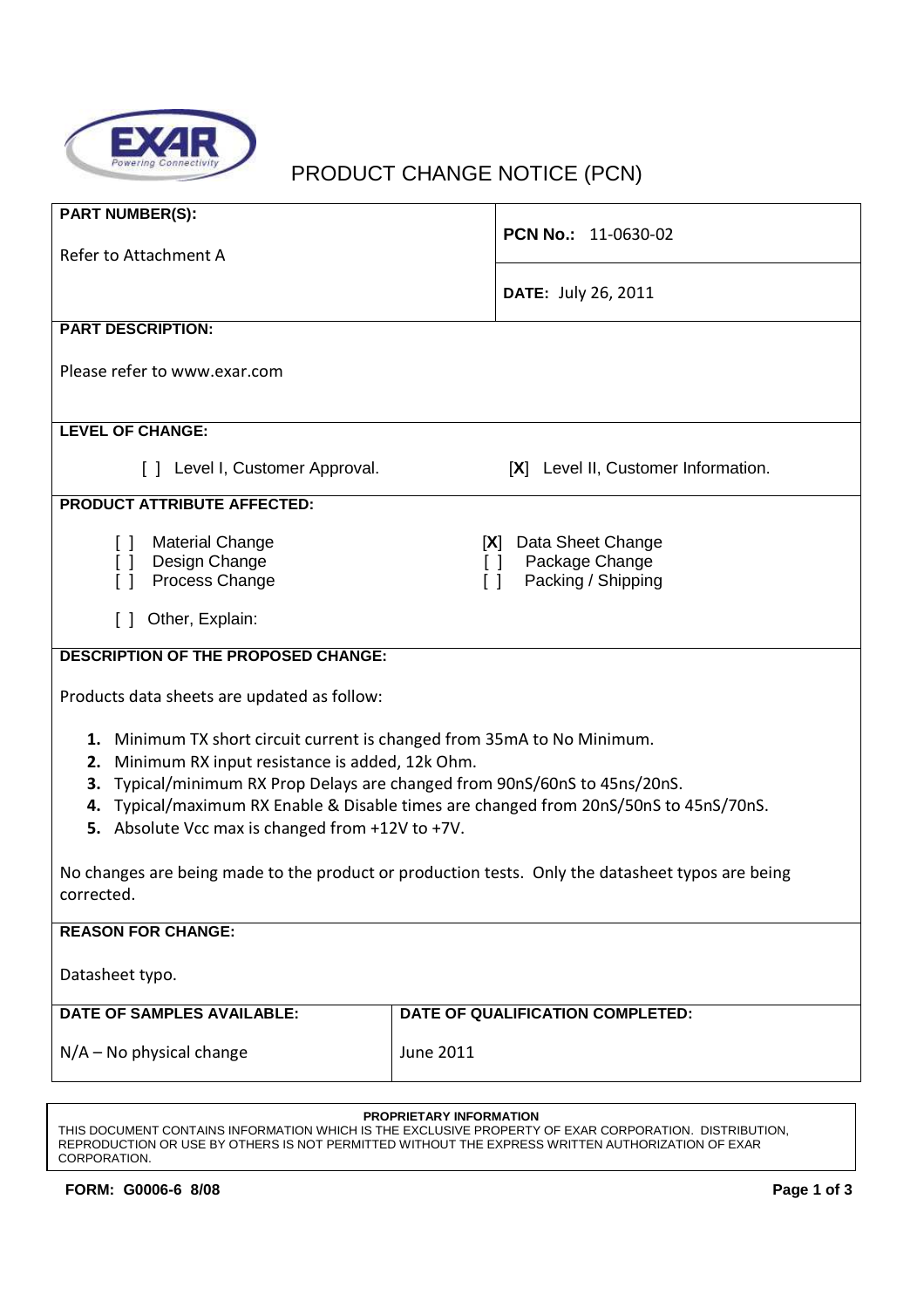EXAR Powering Connectivity

# PRODUCT CHANGE NOTICE (PCN)

| | |
|---|---|
| **PART NUMBER(S):** Refer to Attachment A | **PCN No.:** 11-0630-02 |
| | **DATE:** July 26, 2011 |

**PART DESCRIPTION:**

Please refer to www.exar.com

**LEVEL OF CHANGE:**

[ ] Level I, Customer Approval.    [X] Level II, Customer Information.

**PRODUCT ATTRIBUTE AFFECTED:**

[ ] Material Change
[ ] Design Change
[ ] Process Change
[X] Data Sheet Change
[ ] Package Change
[ ] Packing / Shipping

[ ] Other, Explain:

**DESCRIPTION OF THE PROPOSED CHANGE:**

Products data sheets are updated as follow:

1. Minimum TX short circuit current is changed from 35mA to No Minimum.
2. Minimum RX input resistance is added, 12k Ohm.
3. Typical/minimum RX Prop Delays are changed from 90nS/60nS to 45nS/20nS.
4. Typical/maximum RX Enable & Disable times are changed from 20nS/50nS to 45nS/70nS.
5. Absolute Vcc max is changed from +12V to +7V.

No changes are being made to the product or production tests. Only the datasheet typos are being corrected.

**REASON FOR CHANGE:**

Datasheet typo.

| **DATE OF SAMPLES AVAILABLE:** | **DATE OF QUALIFICATION COMPLETED:** |
|---|---|
| N/A – No physical change | June 2011 |

**PROPRIETARY INFORMATION**
THIS DOCUMENT CONTAINS INFORMATION WHICH IS THE EXCLUSIVE PROPERTY OF EXAR CORPORATION. DISTRIBUTION, REPRODUCTION OR USE BY OTHERS IS NOT PERMITTED WITHOUT THE EXPRESS WRITTEN AUTHORIZATION OF EXAR CORPORATION.

**FORM: G0006-6 8/08**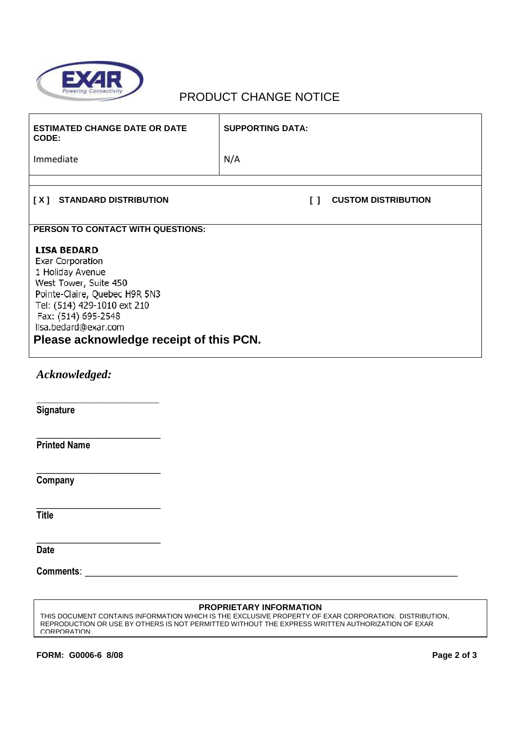# PRODUCT CHANGE NOTICE

| **ESTIMATED CHANGE DATE OR DATE CODE:** | **SUPPORTING DATA:** |
|---|---|
| Immediate | N/A |

**[ X ] STANDARD DISTRIBUTION** **[ ] CUSTOM DISTRIBUTION**

**PERSON TO CONTACT WITH QUESTIONS:**

**LISA BEDARD**
Exar Corporation
1 Holiday Avenue
West Tower, Suite 450
Pointe-Claire, Quebec H9R 5N3
Tel: (514) 429-1010 ext 210
Fax: (514) 695-2548
lisa.bedard@exar.com

**Please acknowledge receipt of this PCN.**

***Acknowledged:***

_________________________
**Signature**

_________________________
**Printed Name**

_________________________
**Company**

_________________________
**Title**

_________________________
**Date**

**Comments**: ______________________________________________________________________

**PROPRIETARY INFORMATION**

THIS DOCUMENT CONTAINS INFORMATION WHICH IS THE EXCLUSIVE PROPERTY OF EXAR CORPORATION. DISTRIBUTION, REPRODUCTION OR USE BY OTHERS IS NOT PERMITTED WITHOUT THE EXPRESS WRITTEN AUTHORIZATION OF EXAR CORPORATION.

**FORM: G0006-6 8/08**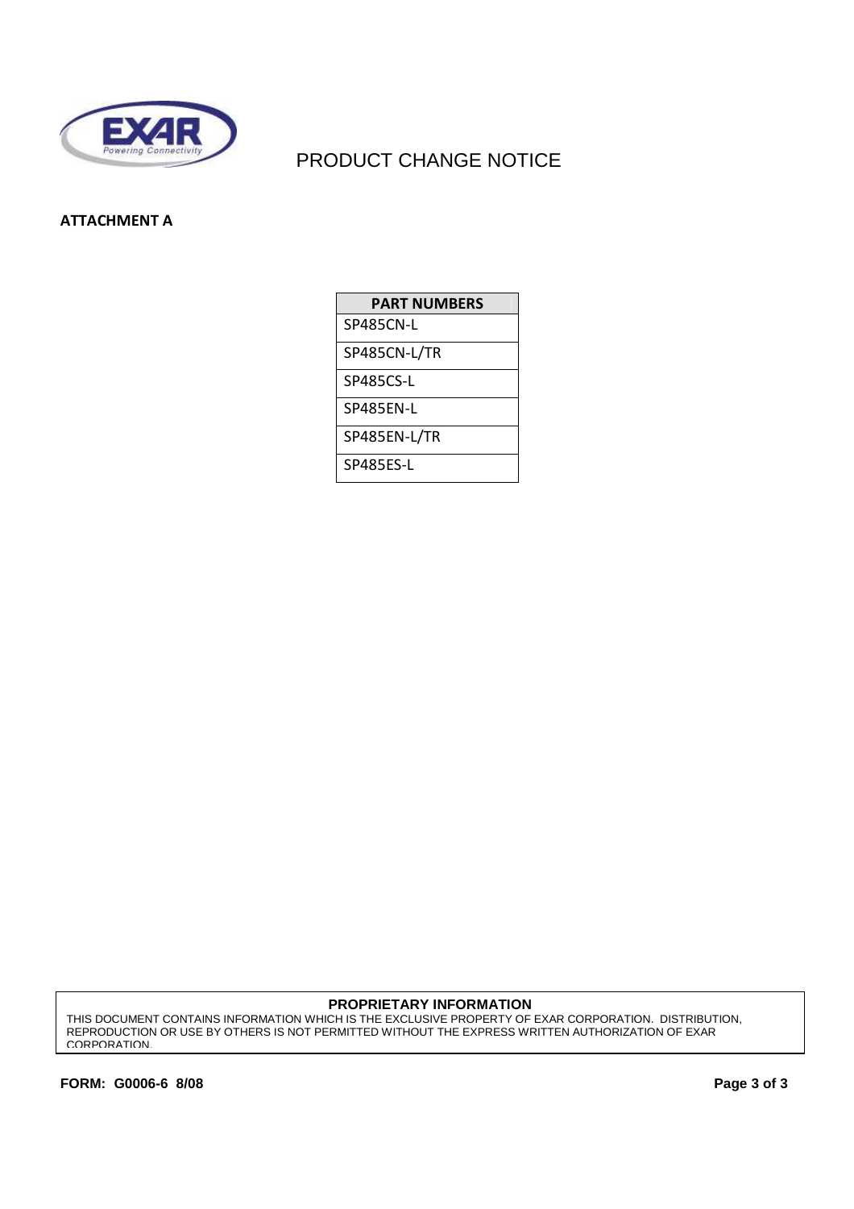# PRODUCT CHANGE NOTICE

**ATTACHMENT A**

| PART NUMBERS |
|---|
| SP485CN-L |
| SP485CN-L/TR |
| SP485CS-L |
| SP485EN-L |
| SP485EN-L/TR |
| SP485ES-L |

**PROPRIETARY INFORMATION**

THIS DOCUMENT CONTAINS INFORMATION WHICH IS THE EXCLUSIVE PROPERTY OF EXAR CORPORATION. DISTRIBUTION, REPRODUCTION OR USE BY OTHERS IS NOT PERMITTED WITHOUT THE EXPRESS WRITTEN AUTHORIZATION OF EXAR CORPORATION.

**FORM: G0006-6 8/08**